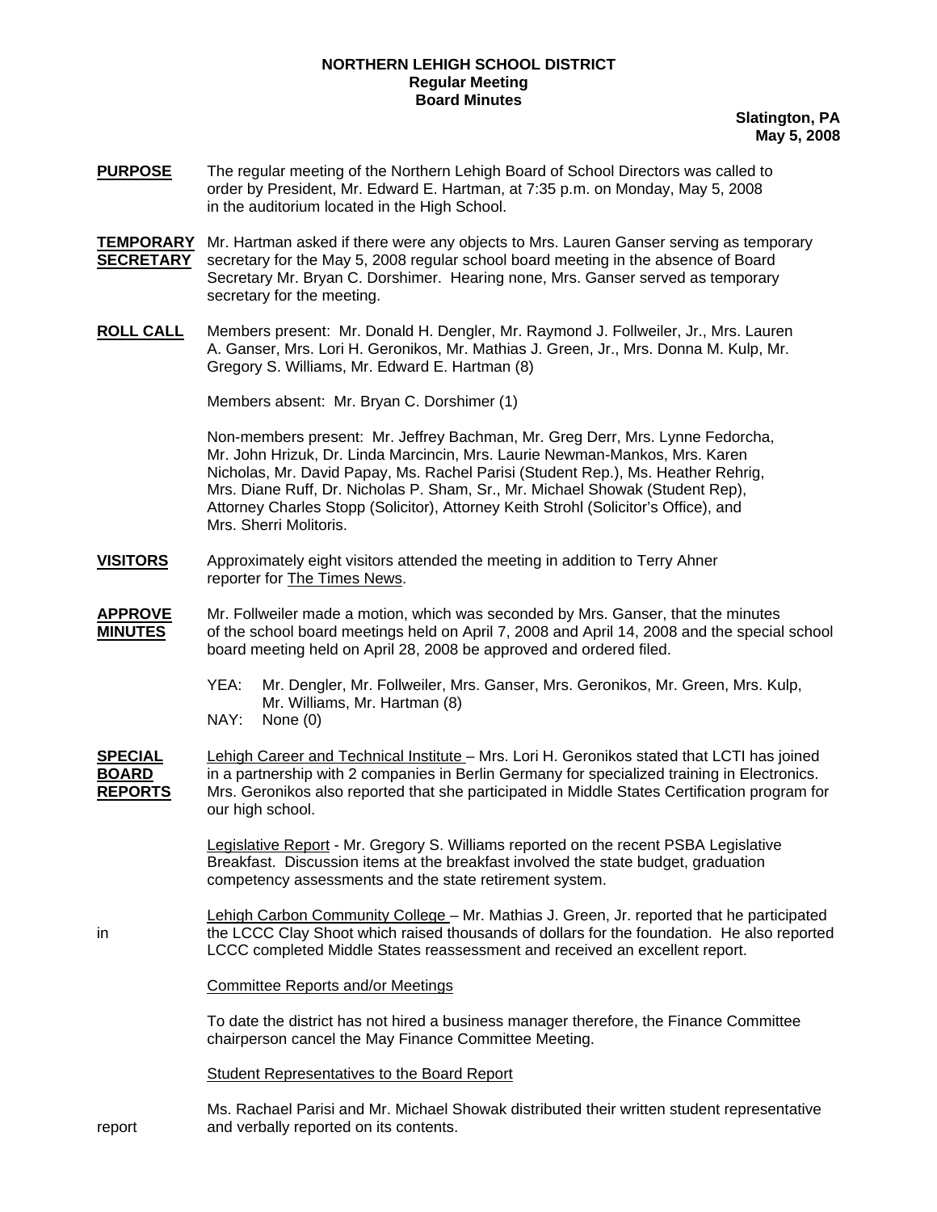**NORTHERN LEHIGH SCHOOL DISTRICT**
**Regular Meeting**
**Board Minutes**

**Slatington, PA**
**May 5, 2008**

**PURPOSE** The regular meeting of the Northern Lehigh Board of School Directors was called to order by President, Mr. Edward E. Hartman, at 7:35 p.m. on Monday, May 5, 2008 in the auditorium located in the High School.

**TEMPORARY SECRETARY** Mr. Hartman asked if there were any objects to Mrs. Lauren Ganser serving as temporary secretary for the May 5, 2008 regular school board meeting in the absence of Board Secretary Mr. Bryan C. Dorshimer. Hearing none, Mrs. Ganser served as temporary secretary for the meeting.

**ROLL CALL** Members present: Mr. Donald H. Dengler, Mr. Raymond J. Follweiler, Jr., Mrs. Lauren A. Ganser, Mrs. Lori H. Geronikos, Mr. Mathias J. Green, Jr., Mrs. Donna M. Kulp, Mr. Gregory S. Williams, Mr. Edward E. Hartman (8)

Members absent: Mr. Bryan C. Dorshimer (1)

Non-members present: Mr. Jeffrey Bachman, Mr. Greg Derr, Mrs. Lynne Fedorcha, Mr. John Hrizuk, Dr. Linda Marcincin, Mrs. Laurie Newman-Mankos, Mrs. Karen Nicholas, Mr. David Papay, Ms. Rachel Parisi (Student Rep.), Ms. Heather Rehrig, Mrs. Diane Ruff, Dr. Nicholas P. Sham, Sr., Mr. Michael Showak (Student Rep), Attorney Charles Stopp (Solicitor), Attorney Keith Strohl (Solicitor's Office), and Mrs. Sherri Molitoris.

**VISITORS** Approximately eight visitors attended the meeting in addition to Terry Ahner reporter for The Times News.

**APPROVE MINUTES** Mr. Follweiler made a motion, which was seconded by Mrs. Ganser, that the minutes of the school board meetings held on April 7, 2008 and April 14, 2008 and the special school board meeting held on April 28, 2008 be approved and ordered filed.

YEA: Mr. Dengler, Mr. Follweiler, Mrs. Ganser, Mrs. Geronikos, Mr. Green, Mrs. Kulp, Mr. Williams, Mr. Hartman (8)
NAY: None (0)

**SPECIAL BOARD REPORTS** Lehigh Career and Technical Institute – Mrs. Lori H. Geronikos stated that LCTI has joined in a partnership with 2 companies in Berlin Germany for specialized training in Electronics. Mrs. Geronikos also reported that she participated in Middle States Certification program for our high school.

Legislative Report - Mr. Gregory S. Williams reported on the recent PSBA Legislative Breakfast. Discussion items at the breakfast involved the state budget, graduation competency assessments and the state retirement system.

Lehigh Carbon Community College – Mr. Mathias J. Green, Jr. reported that he participated in the LCCC Clay Shoot which raised thousands of dollars for the foundation. He also reported LCCC completed Middle States reassessment and received an excellent report.

Committee Reports and/or Meetings

To date the district has not hired a business manager therefore, the Finance Committee chairperson cancel the May Finance Committee Meeting.

Student Representatives to the Board Report

Ms. Rachael Parisi and Mr. Michael Showak distributed their written student representative report and verbally reported on its contents.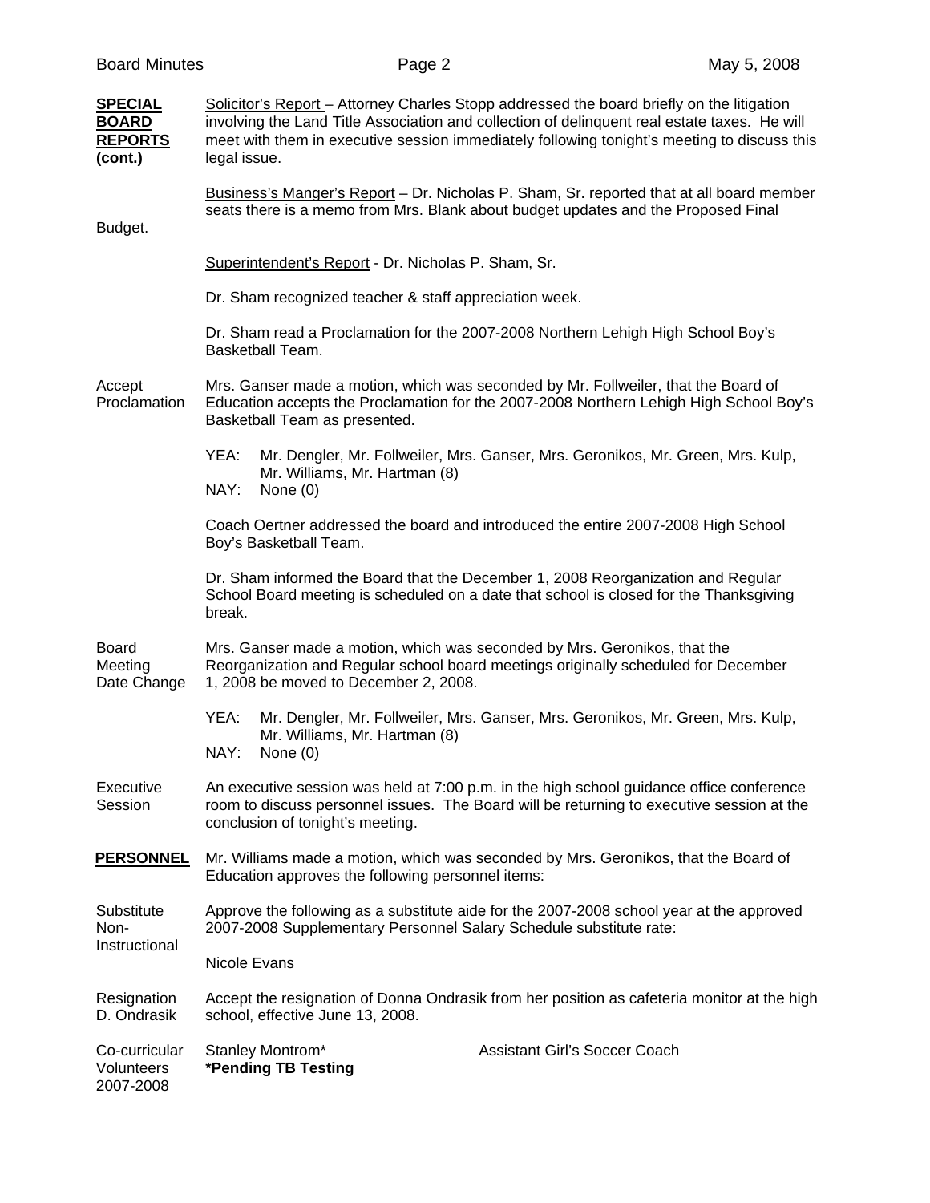**SPECIAL BOARD REPORTS (cont.)**

Solicitor's Report – Attorney Charles Stopp addressed the board briefly on the litigation involving the Land Title Association and collection of delinquent real estate taxes. He will meet with them in executive session immediately following tonight's meeting to discuss this legal issue.

Budget.

Business's Manger's Report – Dr. Nicholas P. Sham, Sr. reported that at all board member seats there is a memo from Mrs. Blank about budget updates and the Proposed Final

Superintendent's Report - Dr. Nicholas P. Sham, Sr.

Dr. Sham recognized teacher & staff appreciation week.

Dr. Sham read a Proclamation for the 2007-2008 Northern Lehigh High School Boy's Basketball Team.

**Accept Proclamation**

Mrs. Ganser made a motion, which was seconded by Mr. Follweiler, that the Board of Education accepts the Proclamation for the 2007-2008 Northern Lehigh High School Boy's Basketball Team as presented.

YEA: Mr. Dengler, Mr. Follweiler, Mrs. Ganser, Mrs. Geronikos, Mr. Green, Mrs. Kulp, Mr. Williams, Mr. Hartman (8)
NAY: None (0)

Coach Oertner addressed the board and introduced the entire 2007-2008 High School Boy's Basketball Team.

Dr. Sham informed the Board that the December 1, 2008 Reorganization and Regular School Board meeting is scheduled on a date that school is closed for the Thanksgiving break.

**Board Meeting Date Change**

Mrs. Ganser made a motion, which was seconded by Mrs. Geronikos, that the Reorganization and Regular school board meetings originally scheduled for December 1, 2008 be moved to December 2, 2008.

YEA: Mr. Dengler, Mr. Follweiler, Mrs. Ganser, Mrs. Geronikos, Mr. Green, Mrs. Kulp, Mr. Williams, Mr. Hartman (8)
NAY: None (0)

**Executive Session**

An executive session was held at 7:00 p.m. in the high school guidance office conference room to discuss personnel issues. The Board will be returning to executive session at the conclusion of tonight's meeting.

**PERSONNEL**

Mr. Williams made a motion, which was seconded by Mrs. Geronikos, that the Board of Education approves the following personnel items:

**Substitute Non-Instructional**

Approve the following as a substitute aide for the 2007-2008 school year at the approved 2007-2008 Supplementary Personnel Salary Schedule substitute rate:

Nicole Evans

**Resignation D. Ondrasik**

Accept the resignation of Donna Ondrasik from her position as cafeteria monitor at the high school, effective June 13, 2008.

**Co-curricular Volunteers 2007-2008**

Stanley Montrom* — Assistant Girl's Soccer Coach

**\*Pending TB Testing**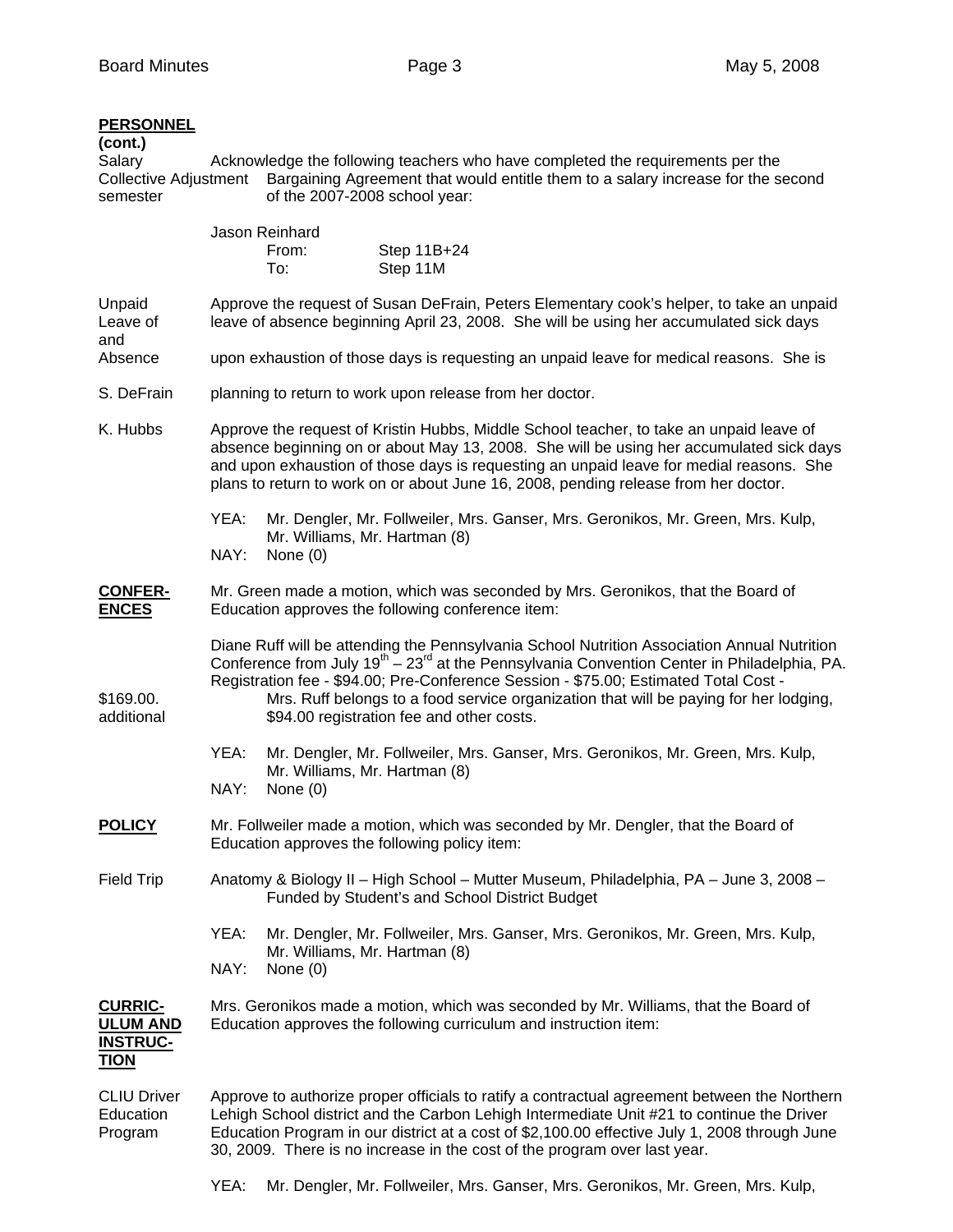**PERSONNEL (cont.)**

Salary Adjustment second semester

Acknowledge the following teachers who have completed the requirements per the Collective Bargaining Agreement that would entitle them to a salary increase for the second semester of the 2007-2008 school year:

Jason Reinhard
From: Step 11B+24
To: Step 11M

Unpaid Leave of Absence

S. DeFrain

Approve the request of Susan DeFrain, Peters Elementary cook's helper, to take an unpaid leave of absence beginning April 23, 2008. She will be using her accumulated sick days and upon exhaustion of those days is requesting an unpaid leave for medical reasons. She is planning to return to work upon release from her doctor.

K. Hubbs

Approve the request of Kristin Hubbs, Middle School teacher, to take an unpaid leave of absence beginning on or about May 13, 2008. She will be using her accumulated sick days and upon exhaustion of those days is requesting an unpaid leave for medial reasons. She plans to return to work on or about June 16, 2008, pending release from her doctor.

YEA: Mr. Dengler, Mr. Follweiler, Mrs. Ganser, Mrs. Geronikos, Mr. Green, Mrs. Kulp, Mr. Williams, Mr. Hartman (8)
NAY: None (0)

**CONFERENCES**

Mr. Green made a motion, which was seconded by Mrs. Geronikos, that the Board of Education approves the following conference item:

Diane Ruff will be attending the Pennsylvania School Nutrition Association Annual Nutrition Conference from July 19th – 23rd at the Pennsylvania Convention Center in Philadelphia, PA. Registration fee - $94.00; Pre-Conference Session - $75.00; Estimated Total Cost - $169.00. Mrs. Ruff belongs to a food service organization that will be paying for her lodging, additional $94.00 registration fee and other costs.

YEA: Mr. Dengler, Mr. Follweiler, Mrs. Ganser, Mrs. Geronikos, Mr. Green, Mrs. Kulp, Mr. Williams, Mr. Hartman (8)
NAY: None (0)

**POLICY**

Mr. Follweiler made a motion, which was seconded by Mr. Dengler, that the Board of Education approves the following policy item:

Field Trip

Anatomy & Biology II – High School – Mutter Museum, Philadelphia, PA – June 3, 2008 – Funded by Student's and School District Budget

YEA: Mr. Dengler, Mr. Follweiler, Mrs. Ganser, Mrs. Geronikos, Mr. Green, Mrs. Kulp, Mr. Williams, Mr. Hartman (8)
NAY: None (0)

**CURRICULUM AND INSTRUCTION**

Mrs. Geronikos made a motion, which was seconded by Mr. Williams, that the Board of Education approves the following curriculum and instruction item:

CLIU Driver Education Program

Approve to authorize proper officials to ratify a contractual agreement between the Northern Lehigh School district and the Carbon Lehigh Intermediate Unit #21 to continue the Driver Education Program in our district at a cost of $2,100.00 effective July 1, 2008 through June 30, 2009. There is no increase in the cost of the program over last year.

YEA: Mr. Dengler, Mr. Follweiler, Mrs. Ganser, Mrs. Geronikos, Mr. Green, Mrs. Kulp,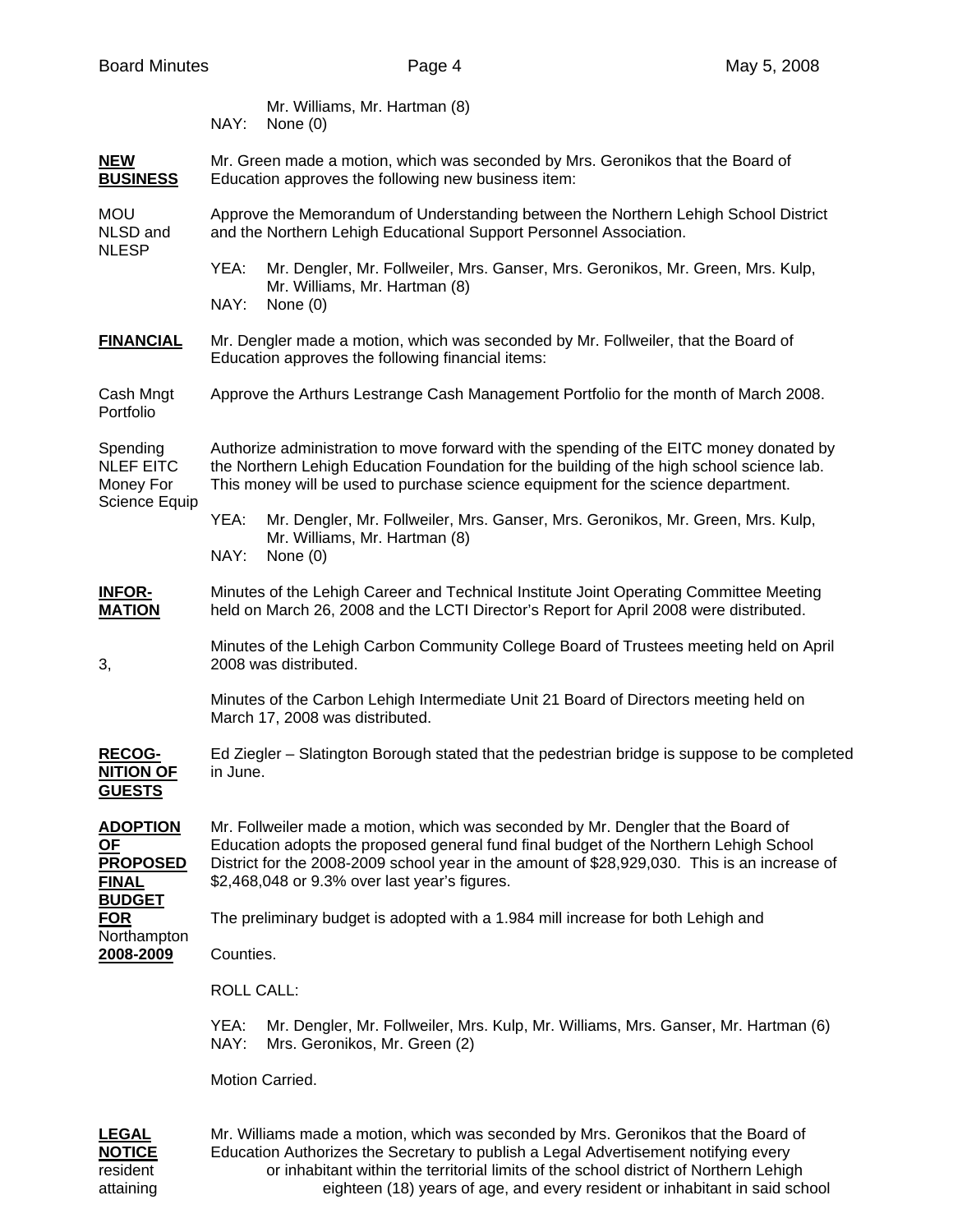Mr. Williams, Mr. Hartman (8)
NAY: None (0)

**NEW BUSINESS**

Mr. Green made a motion, which was seconded by Mrs. Geronikos that the Board of Education approves the following new business item:

MOU NLSD and NLESP

Approve the Memorandum of Understanding between the Northern Lehigh School District and the Northern Lehigh Educational Support Personnel Association.

YEA: Mr. Dengler, Mr. Follweiler, Mrs. Ganser, Mrs. Geronikos, Mr. Green, Mrs. Kulp, Mr. Williams, Mr. Hartman (8)
NAY: None (0)

**FINANCIAL**

Mr. Dengler made a motion, which was seconded by Mr. Follweiler, that the Board of Education approves the following financial items:

Cash Mngt Portfolio

Approve the Arthurs Lestrange Cash Management Portfolio for the month of March 2008.

Spending NLEF EITC Money For Science Equip

Authorize administration to move forward with the spending of the EITC money donated by the Northern Lehigh Education Foundation for the building of the high school science lab. This money will be used to purchase science equipment for the science department.

YEA: Mr. Dengler, Mr. Follweiler, Mrs. Ganser, Mrs. Geronikos, Mr. Green, Mrs. Kulp, Mr. Williams, Mr. Hartman (8)
NAY: None (0)

**INFOR-MATION**

Minutes of the Lehigh Career and Technical Institute Joint Operating Committee Meeting held on March 26, 2008 and the LCTI Director's Report for April 2008 were distributed.

Minutes of the Lehigh Carbon Community College Board of Trustees meeting held on April 3, 2008 was distributed.

Minutes of the Carbon Lehigh Intermediate Unit 21 Board of Directors meeting held on March 17, 2008 was distributed.

**RECOG-NITION OF GUESTS**

Ed Ziegler – Slatington Borough stated that the pedestrian bridge is suppose to be completed in June.

**ADOPTION OF PROPOSED FINAL BUDGET FOR 2008-2009**

Mr. Follweiler made a motion, which was seconded by Mr. Dengler that the Board of Education adopts the proposed general fund final budget of the Northern Lehigh School District for the 2008-2009 school year in the amount of $28,929,030. This is an increase of $2,468,048 or 9.3% over last year's figures.

The preliminary budget is adopted with a 1.984 mill increase for both Lehigh and Northampton Counties.

ROLL CALL:

YEA: Mr. Dengler, Mr. Follweiler, Mrs. Kulp, Mr. Williams, Mrs. Ganser, Mr. Hartman (6)
NAY: Mrs. Geronikos, Mr. Green (2)

Motion Carried.

**LEGAL NOTICE**

Mr. Williams made a motion, which was seconded by Mrs. Geronikos that the Board of Education Authorizes the Secretary to publish a Legal Advertisement notifying every resident or inhabitant within the territorial limits of the school district of Northern Lehigh attaining eighteen (18) years of age, and every resident or inhabitant in said school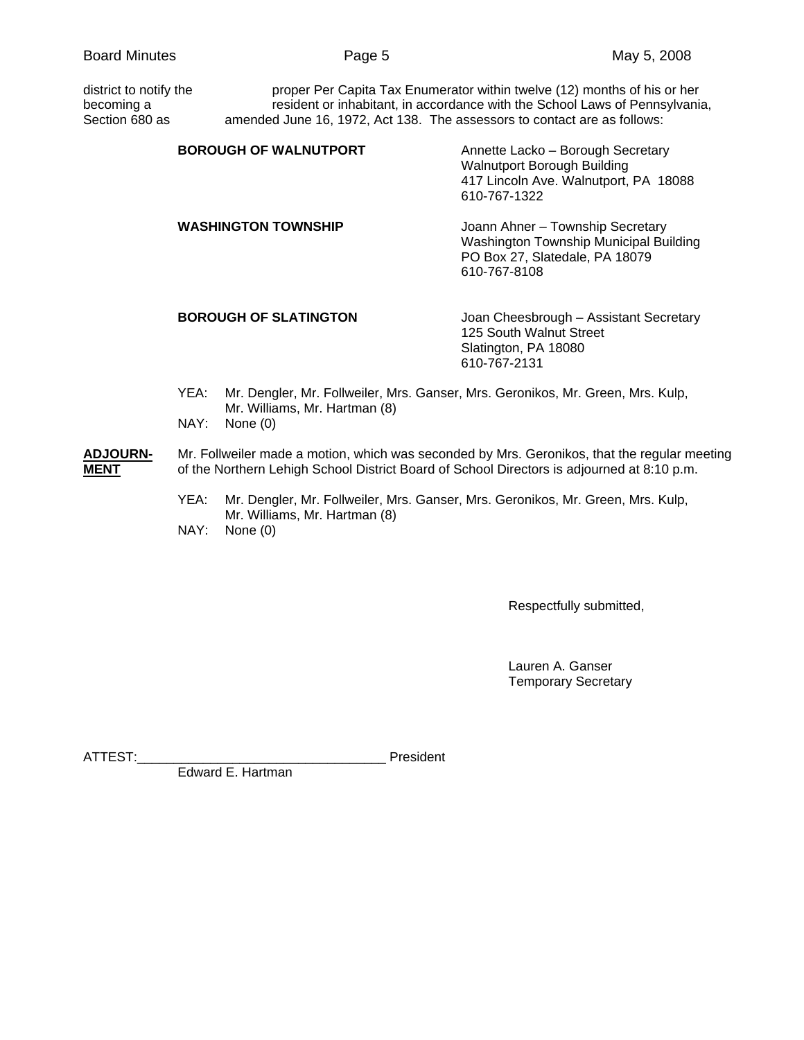district to notify the proper Per Capita Tax Enumerator within twelve (12) months of his or her becoming a resident or inhabitant, in accordance with the School Laws of Pennsylvania, Section 680 as amended June 16, 1972, Act 138. The assessors to contact are as follows:

**BOROUGH OF WALNUTPORT**

Annette Lacko – Borough Secretary
Walnutport Borough Building
417 Lincoln Ave. Walnutport, PA 18088
610-767-1322

**WASHINGTON TOWNSHIP**

Joann Ahner – Township Secretary
Washington Township Municipal Building
PO Box 27, Slatedale, PA 18079
610-767-8108

**BOROUGH OF SLATINGTON**

Joan Cheesbrough – Assistant Secretary
125 South Walnut Street
Slatington, PA 18080
610-767-2131

YEA: Mr. Dengler, Mr. Follweiler, Mrs. Ganser, Mrs. Geronikos, Mr. Green, Mrs. Kulp, Mr. Williams, Mr. Hartman (8)
NAY: None (0)

**ADJOURNMENT**

Mr. Follweiler made a motion, which was seconded by Mrs. Geronikos, that the regular meeting of the Northern Lehigh School District Board of School Directors is adjourned at 8:10 p.m.

YEA: Mr. Dengler, Mr. Follweiler, Mrs. Ganser, Mrs. Geronikos, Mr. Green, Mrs. Kulp, Mr. Williams, Mr. Hartman (8)
NAY: None (0)

Respectfully submitted,

Lauren A. Ganser
Temporary Secretary

ATTEST:_________________________________ President
Edward E. Hartman